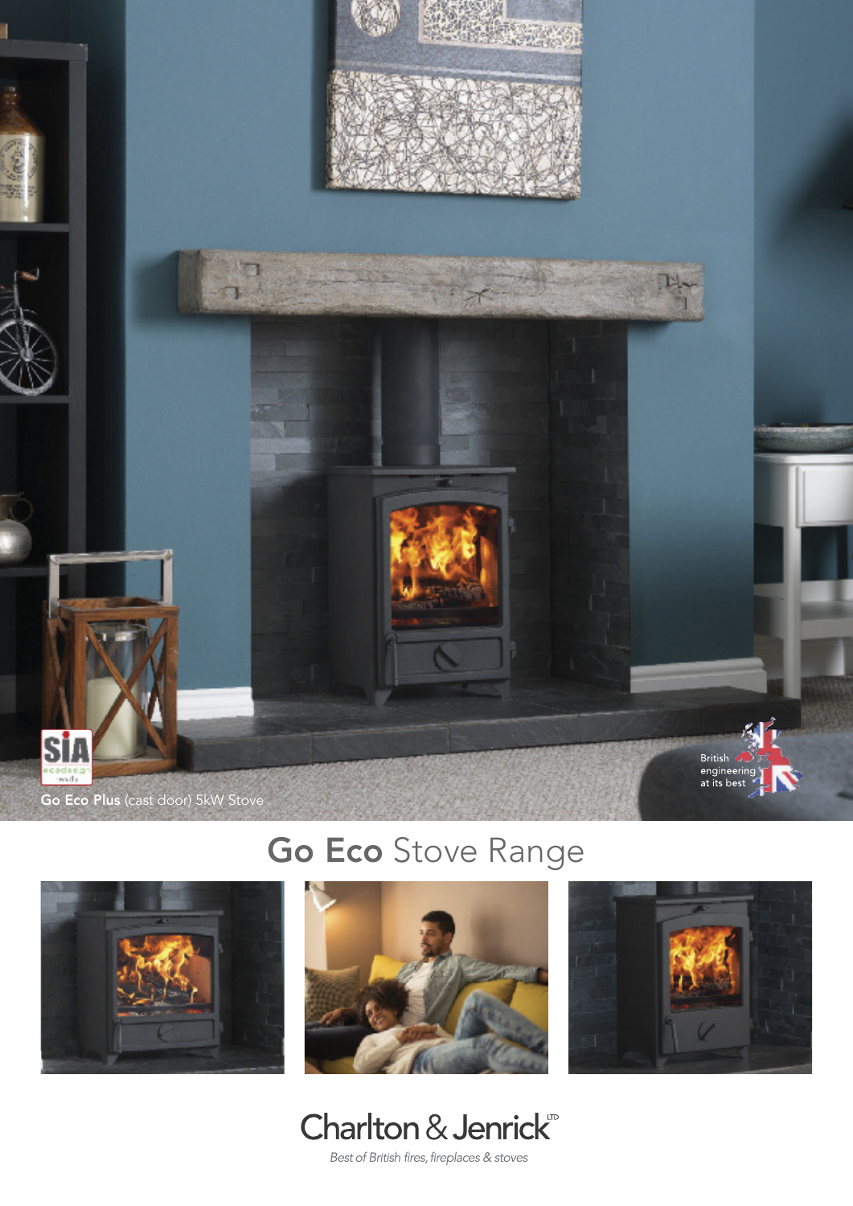**Go Eco Plus** (cast door) 5kW Stove

British engineering at its best

# **Go Eco** Stove Range

Charlton & Jenrick LTD

*Best of British fires, fireplaces & stoves*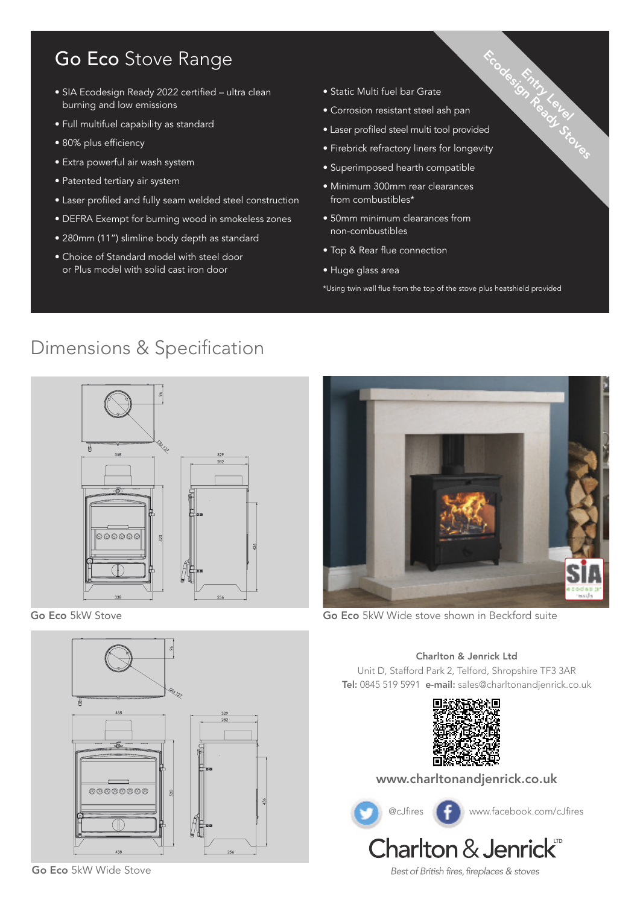# **Go Eco** Stove Range

*Entry Level Ecodesign Ready Stoves*

- SIA Ecodesign Ready 2022 certified – ultra clean burning and low emissions
- Full multifuel capability as standard
- 80% plus efficiency
- Extra powerful air wash system
- Patented tertiary air system
- Laser profiled and fully seam welded steel construction
- DEFRA Exempt for burning wood in smokeless zones
- 280mm (11") slimline body depth as standard
- Choice of Standard model with steel door or Plus model with solid cast iron door
- Static Multi fuel bar Grate
- Corrosion resistant steel ash pan
- Laser profiled steel multi tool provided
- Firebrick refractory liners for longevity
- Superimposed hearth compatible
- Minimum 300mm rear clearances from combustibles*
- 50mm minimum clearances from non-combustibles
- Top & Rear flue connection
- Huge glass area

*Using twin wall flue from the top of the stove plus heatshield provided

## Dimensions & Specification

96
Dia 127
358
329
282
520
436
338
256

**Go Eco** 5kW Stove

**Go Eco** 5kW Wide stove shown in Beckford suite

96
Dia 127
458
329
282
520
436
438
256

**Go Eco** 5kW Wide Stove

**Charlton & Jenrick Ltd**
Unit D, Stafford Park 2, Telford, Shropshire TF3 3AR
**Tel:** 0845 519 5991 **e-mail:** sales@charltonandjenrick.co.uk

**www.charltonandjenrick.co.uk**

@cJfires www.facebook.com/cJfires

**Charlton & Jenrick** LTD

*Best of British fires, fireplaces & stoves*